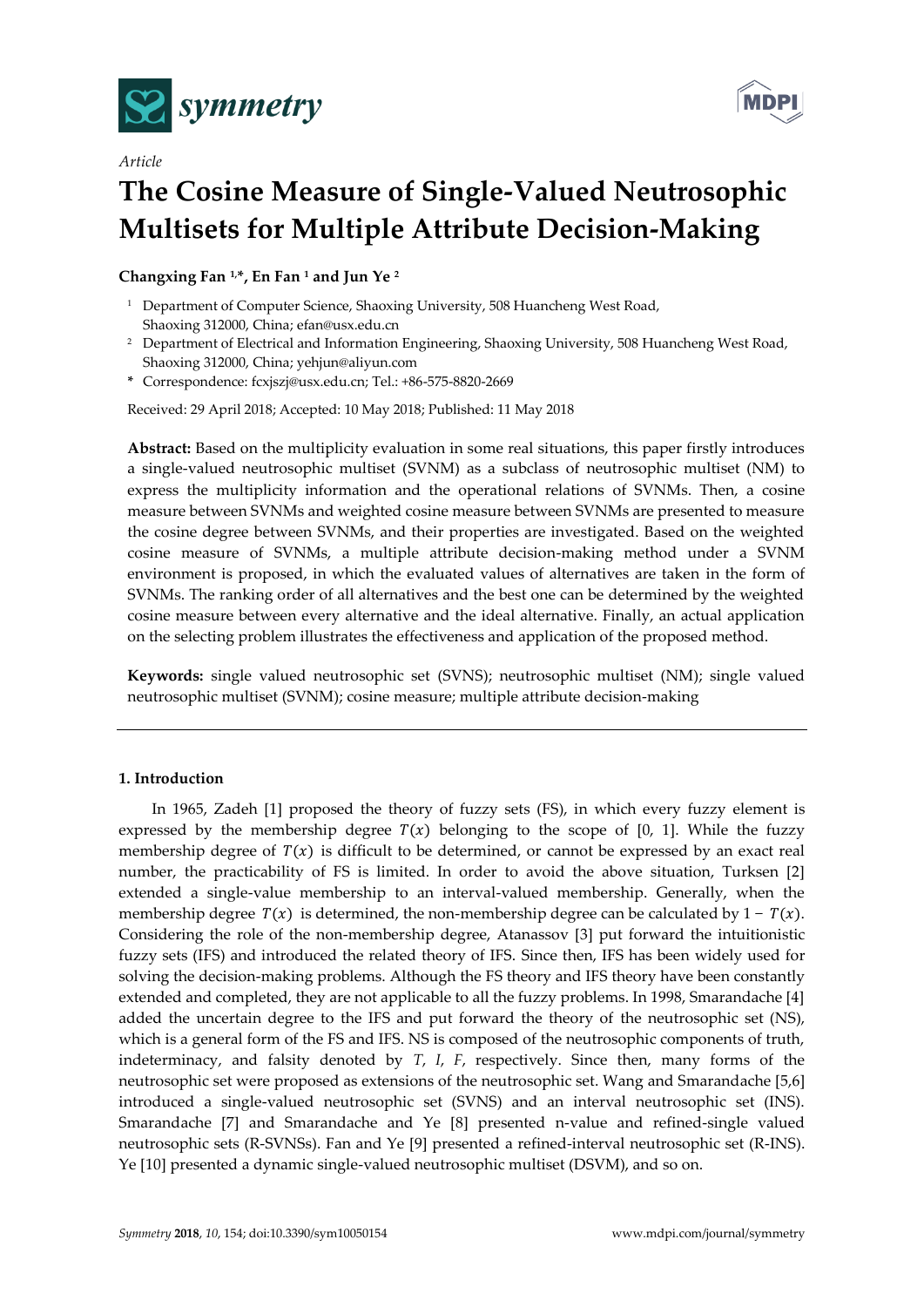*Article*

# The Cosine Measure of Single-Valued Neutrosophic Multisets for Multiple Attribute Decision-Making

**Changxing Fan [1,*], En Fan [1] and Jun Ye [2]**

[1] Department of Computer Science, Shaoxing University, 508 Huancheng West Road, Shaoxing 312000, China; efan@usx.edu.cn

[2] Department of Electrical and Information Engineering, Shaoxing University, 508 Huancheng West Road, Shaoxing 312000, China; yehjun@aliyun.com

* Correspondence: fcxjszj@usx.edu.cn; Tel.: +86-575-8820-2669

Received: 29 April 2018; Accepted: 10 May 2018; Published: 11 May 2018

**Abstract:** Based on the multiplicity evaluation in some real situations, this paper firstly introduces a single-valued neutrosophic multiset (SVNM) as a subclass of neutrosophic multiset (NM) to express the multiplicity information and the operational relations of SVNMs. Then, a cosine measure between SVNMs and weighted cosine measure between SVNMs are presented to measure the cosine degree between SVNMs, and their properties are investigated. Based on the weighted cosine measure of SVNMs, a multiple attribute decision-making method under a SVNM environment is proposed, in which the evaluated values of alternatives are taken in the form of SVNMs. The ranking order of all alternatives and the best one can be determined by the weighted cosine measure between every alternative and the ideal alternative. Finally, an actual application on the selecting problem illustrates the effectiveness and application of the proposed method.

**Keywords:** single valued neutrosophic set (SVNS); neutrosophic multiset (NM); single valued neutrosophic multiset (SVNM); cosine measure; multiple attribute decision-making

## 1. Introduction

In 1965, Zadeh [1] proposed the theory of fuzzy sets (FS), in which every fuzzy element is expressed by the membership degree $T(x)$ belonging to the scope of [0, 1]. While the fuzzy membership degree of $T(x)$ is difficult to be determined, or cannot be expressed by an exact real number, the practicability of FS is limited. In order to avoid the above situation, Turksen [2] extended a single-value membership to an interval-valued membership. Generally, when the membership degree $T(x)$ is determined, the non-membership degree can be calculated by $1 - T(x)$. Considering the role of the non-membership degree, Atanassov [3] put forward the intuitionistic fuzzy sets (IFS) and introduced the related theory of IFS. Since then, IFS has been widely used for solving the decision-making problems. Although the FS theory and IFS theory have been constantly extended and completed, they are not applicable to all the fuzzy problems. In 1998, Smarandache [4] added the uncertain degree to the IFS and put forward the theory of the neutrosophic set (NS), which is a general form of the FS and IFS. NS is composed of the neutrosophic components of truth, indeterminacy, and falsity denoted by $T$, $I$, $F$, respectively. Since then, many forms of the neutrosophic set were proposed as extensions of the neutrosophic set. Wang and Smarandache [5,6] introduced a single-valued neutrosophic set (SVNS) and an interval neutrosophic set (INS). Smarandache [7] and Smarandache and Ye [8] presented n-value and refined-single valued neutrosophic sets (R-SVNSs). Fan and Ye [9] presented a refined-interval neutrosophic set (R-INS). Ye [10] presented a dynamic single-valued neutrosophic multiset (DSVM), and so on.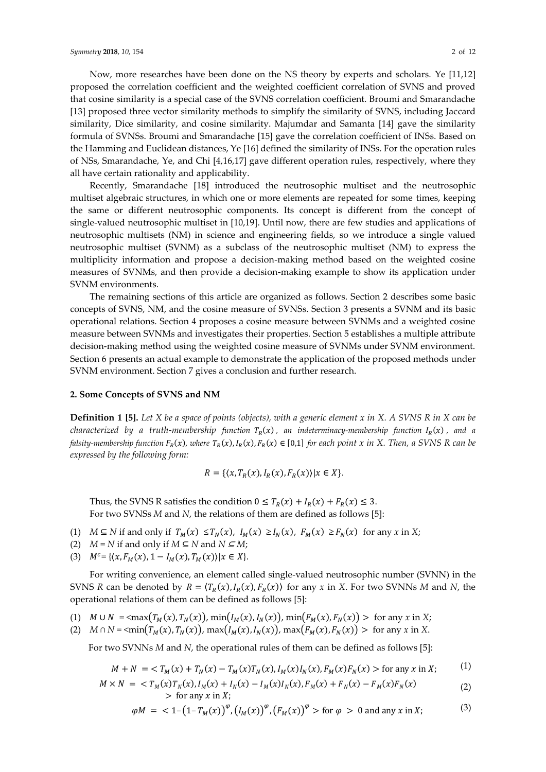Now, more researches have been done on the NS theory by experts and scholars. Ye [11,12] proposed the correlation coefficient and the weighted coefficient correlation of SVNS and proved that cosine similarity is a special case of the SVNS correlation coefficient. Broumi and Smarandache [13] proposed three vector similarity methods to simplify the similarity of SVNS, including Jaccard similarity, Dice similarity, and cosine similarity. Majumdar and Samanta [14] gave the similarity formula of SVNSs. Broumi and Smarandache [15] gave the correlation coefficient of INSs. Based on the Hamming and Euclidean distances, Ye [16] defined the similarity of INSs. For the operation rules of NSs, Smarandache, Ye, and Chi [4,16,17] gave different operation rules, respectively, where they all have certain rationality and applicability.

Recently, Smarandache [18] introduced the neutrosophic multiset and the neutrosophic multiset algebraic structures, in which one or more elements are repeated for some times, keeping the same or different neutrosophic components. Its concept is different from the concept of single-valued neutrosophic multiset in [10,19]. Until now, there are few studies and applications of neutrosophic multisets (NM) in science and engineering fields, so we introduce a single valued neutrosophic multiset (SVNM) as a subclass of the neutrosophic multiset (NM) to express the multiplicity information and propose a decision-making method based on the weighted cosine measures of SVNMs, and then provide a decision-making example to show its application under SVNM environments.

The remaining sections of this article are organized as follows. Section 2 describes some basic concepts of SVNS, NM, and the cosine measure of SVNSs. Section 3 presents a SVNM and its basic operational relations. Section 4 proposes a cosine measure between SVNMs and a weighted cosine measure between SVNMs and investigates their properties. Section 5 establishes a multiple attribute decision-making method using the weighted cosine measure of SVNMs under SVNM environment. Section 6 presents an actual example to demonstrate the application of the proposed methods under SVNM environment. Section 7 gives a conclusion and further research.

## 2. Some Concepts of SVNS and NM

**Definition 1 [5].** *Let X be a space of points (objects), with a generic element x in X. A SVNS R in X can be characterized by a truth-membership function $T_R(x)$, an indeterminacy-membership function $I_R(x)$, and a falsity-membership function $F_R(x)$, where $T_R(x), I_R(x), F_R(x) \in [0,1]$ for each point x in X. Then, a SVNS R can be expressed by the following form:*

$$R = \{\langle x, T_R(x), I_R(x), F_R(x)\rangle | x \in X\}.$$

Thus, the SVNS R satisfies the condition $0 \leq T_R(x) + I_R(x) + F_R(x) \leq 3$.

For two SVNSs *M* and *N*, the relations of them are defined as follows [5]:

(1) $M \subseteq N$ if and only if $T_M(x) \leq T_N(x),\ I_M(x) \geq I_N(x),\ F_M(x) \geq F_N(x)$ for any *x* in *X*;
(2) $M = N$ if and only if $M \subseteq N$ and $N \subseteq M$;
(3) $M^c = \{\langle x, F_M(x), 1 - I_M(x), T_M(x)\rangle | x \in X\}$.

For writing convenience, an element called single-valued neutrosophic number (SVNN) in the SVNS *R* can be denoted by $R = \langle T_R(x), I_R(x), F_R(x)\rangle$ for any *x* in *X*. For two SVNNs *M* and *N*, the operational relations of them can be defined as follows [5]:

(1) $M \cup N = <\max(T_M(x), T_N(x)), \min(I_M(x), I_N(x)), \min(F_M(x), F_N(x)) >$ for any *x* in *X*;
(2) $M \cap N = <\min(T_M(x), T_N(x)), \max(I_M(x), I_N(x)), \max(F_M(x), F_N(x)) >$ for any *x* in *X*.

For two SVNNs *M* and *N*, the operational rules of them can be defined as follows [5]:

$$M + N = < T_M(x) + T_N(x) - T_M(x)T_N(x), I_M(x)I_N(x), F_M(x)F_N(x) > \text{for any } x \text{ in } X; \tag{1}$$

$$M \times N = < T_M(x)T_N(x), I_M(x) + I_N(x) - I_M(x)I_N(x), F_M(x) + F_N(x) - F_M(x)F_N(x) > \text{for any } x \text{ in } X; \tag{2}$$

$$\varphi M = < 1-(1-T_M(x))^{\varphi}, (I_M(x))^{\varphi}, (F_M(x))^{\varphi} > \text{for } \varphi > 0 \text{ and any } x \text{ in } X; \tag{3}$$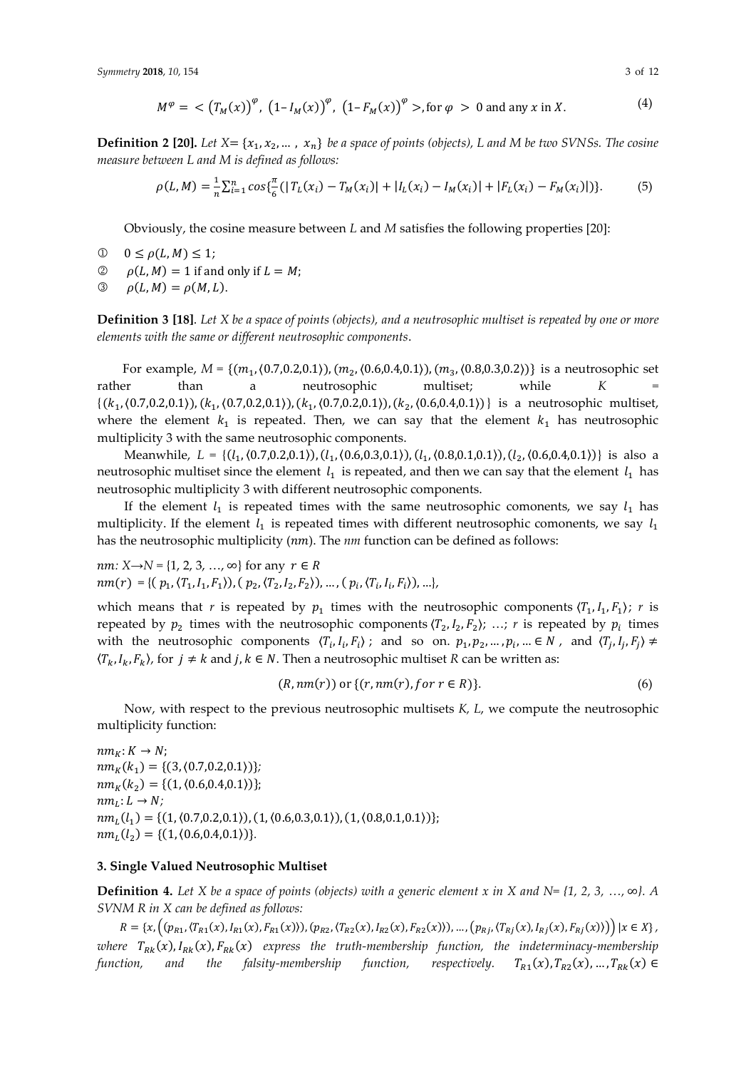$$M^{\varphi} = < \left(T_M(x)\right)^{\varphi},\ \left(1 - I_M(x)\right)^{\varphi},\ \left(1 - F_M(x)\right)^{\varphi} >, \text{for } \varphi > 0 \text{ and any } x \text{ in } X. \tag{4}$$

**Definition 2 [20].** *Let X= $\{x_1, x_2, \ldots, x_n\}$ be a space of points (objects), L and M be two SVNSs. The cosine measure between L and M is defined as follows:*

$$\rho(L, M) = \frac{1}{n}\sum_{i=1}^{n} \cos\{\frac{\pi}{6}(|T_L(x_i) - T_M(x_i)| + |I_L(x_i) - I_M(x_i)| + |F_L(x_i) - F_M(x_i)|)\}. \tag{5}$$

Obviously, the cosine measure between *L* and *M* satisfies the following properties [20]:

① $0 \le \rho(L, M) \le 1$;
② $\rho(L, M) = 1$ if and only if $L = M$;
③ $\rho(L, M) = \rho(M, L)$.

**Definition 3 [18]**. *Let X be a space of points (objects), and a neutrosophic multiset is repeated by one or more elements with the same or different neutrosophic components*.

For example, $M = \{(m_1, \langle 0.7,0.2,0.1\rangle), (m_2, \langle 0.6,0.4,0.1\rangle), (m_3, \langle 0.8,0.3,0.2\rangle)\}$ is a neutrosophic set rather than a neutrosophic multiset; while $K = \{(k_1, \langle 0.7,0.2,0.1\rangle), (k_1, \langle 0.7,0.2,0.1\rangle), (k_1, \langle 0.7,0.2,0.1\rangle), (k_2, \langle 0.6,0.4,0.1\rangle)\}$ is a neutrosophic multiset, where the element $k_1$ is repeated. Then, we can say that the element $k_1$ has neutrosophic multiplicity 3 with the same neutrosophic components.

Meanwhile, $L = \{(l_1, \langle 0.7,0.2,0.1\rangle), (l_1, \langle 0.6,0.3,0.1\rangle), (l_1, \langle 0.8,0.1,0.1\rangle), (l_2, \langle 0.6,0.4,0.1\rangle)\}$ is also a neutrosophic multiset since the element $l_1$ is repeated, and then we can say that the element $l_1$ has neutrosophic multiplicity 3 with different neutrosophic components.

If the element $l_1$ is repeated times with the same neutrosophic comonents, we say $l_1$ has multiplicity. If the element $l_1$ is repeated times with different neutrosophic comonents, we say $l_1$ has the neutrosophic multiplicity (*nm*). The *nm* function can be defined as follows:

*nm:* $X \rightarrow N = \{1, 2, 3, \ldots, \infty\}$ for any $r \in R$
$nm(r) = \{(p_1, \langle T_1, I_1, F_1\rangle), (p_2, \langle T_2, I_2, F_2\rangle), \ldots, (p_i, \langle T_i, I_i, F_i\rangle), \ldots\}$,

which means that *r* is repeated by $p_1$ times with the neutrosophic components $\langle T_1, I_1, F_1\rangle$; *r* is repeated by $p_2$ times with the neutrosophic components $\langle T_2, I_2, F_2\rangle$; …; *r* is repeated by $p_i$ times with the neutrosophic components $\langle T_i, I_i, F_i\rangle$; and so on. $p_1, p_2, \ldots, p_i, \ldots \in N$, and $\langle T_j, I_j, F_j\rangle \neq \langle T_k, I_k, F_k\rangle$, for $j \neq k$ and $j, k \in N$. Then a neutrosophic multiset *R* can be written as:

$$(R, nm(r)) \text{ or } \{(r, nm(r), for\ r \in R)\}. \tag{6}$$

Now, with respect to the previous neutrosophic multisets *K, L*, we compute the neutrosophic multiplicity function:

$nm_K: K \rightarrow N$;
$nm_K(k_1) = \{(3, \langle 0.7,0.2,0.1\rangle)\}$;
$nm_K(k_2) = \{(1, \langle 0.6,0.4,0.1\rangle)\}$;
$nm_L: L \rightarrow N$;
$nm_L(l_1) = \{(1, \langle 0.7,0.2,0.1\rangle), (1, \langle 0.6,0.3,0.1\rangle), (1, \langle 0.8,0.1,0.1\rangle)\}$;
$nm_L(l_2) = \{(1, \langle 0.6,0.4,0.1\rangle)\}$.

## 3. Single Valued Neutrosophic Multiset

**Definition 4.** *Let X be a space of points (objects) with a generic element x in X and N= {1, 2, 3, …, ∞}. A SVNM R in X can be defined as follows:*

$R = \{x, \left((p_{R1}, \langle T_{R1}(x), I_{R1}(x), F_{R1}(x)\rangle), (p_{R2}, \langle T_{R2}(x), I_{R2}(x), F_{R2}(x)\rangle), \ldots, (p_{Rj}, \langle T_{Rj}(x), I_{Rj}(x), F_{Rj}(x)\rangle)\right) | x \in X\}$, *where* $T_{Rk}(x), I_{Rk}(x), F_{Rk}(x)$ *express the truth-membership function, the indeterminacy-membership function, and the falsity-membership function, respectively.* $T_{R1}(x), T_{R2}(x), \ldots, T_{Rk}(x) \in$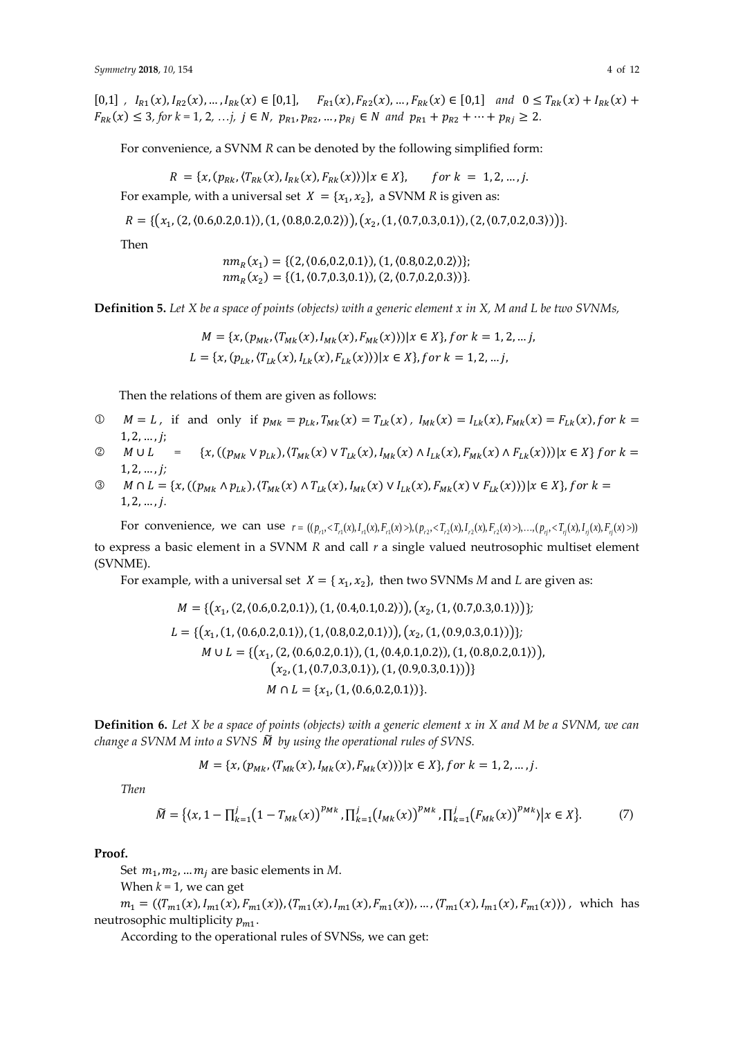$[0,1]$, $I_{R1}(x), I_{R2}(x), \ldots, I_{Rk}(x) \in [0,1]$, $F_{R1}(x), F_{R2}(x), \ldots, F_{Rk}(x) \in [0,1]$ *and* $0 \le T_{Rk}(x) + I_{Rk}(x) + F_{Rk}(x) \le 3$, *for* $k = 1, 2, \ldots j$, $j \in N$, $p_{R1}, p_{R2}, \ldots, p_{Rj} \in N$ *and* $p_{R1} + p_{R2} + \cdots + p_{Rj} \ge 2$.

For convenience, a SVNM *R* can be denoted by the following simplified form:

$$R = \{x, (p_{Rk}, \langle T_{Rk}(x), I_{Rk}(x), F_{Rk}(x)\rangle) | x \in X\}, \quad for\ k = 1, 2, \ldots, j.$$

For example, with a universal set $X = \{x_1, x_2\}$, a SVNM *R* is given as:

$$R = \{(x_1, (2, \langle 0.6, 0.2, 0.1\rangle), (1, \langle 0.8, 0.2, 0.2\rangle)), (x_2, (1, \langle 0.7, 0.3, 0.1\rangle), (2, \langle 0.7, 0.2, 0.3\rangle))\}.$$

Then

$$nm_R(x_1) = \{(2, \langle 0.6, 0.2, 0.1\rangle), (1, \langle 0.8, 0.2, 0.2\rangle)\};$$
$$nm_R(x_2) = \{(1, \langle 0.7, 0.3, 0.1\rangle), (2, \langle 0.7, 0.2, 0.3\rangle)\}.$$

**Definition 5.** *Let X be a space of points (objects) with a generic element x in X, M and L be two SVNMs,*

$$M = \{x, (p_{Mk}, \langle T_{Mk}(x), I_{Mk}(x), F_{Mk}(x)\rangle) | x \in X\}, for\ k = 1, 2, \ldots j,$$
$$L = \{x, (p_{Lk}, \langle T_{Lk}(x), I_{Lk}(x), F_{Lk}(x)\rangle) | x \in X\}, for\ k = 1, 2, \ldots j,$$

Then the relations of them are given as follows:

① $M = L$, if and only if $p_{Mk} = p_{Lk}, T_{Mk}(x) = T_{Lk}(x)$, $I_{Mk}(x) = I_{Lk}(x), F_{Mk}(x) = F_{Lk}(x), for\ k = 1, 2, \ldots, j$;

② $M \cup L = \{x, ((p_{Mk} \vee p_{Lk}), \langle T_{Mk}(x) \vee T_{Lk}(x), I_{Mk}(x) \wedge I_{Lk}(x), F_{Mk}(x) \wedge F_{Lk}(x)\rangle) | x \in X\}\ for\ k = 1, 2, \ldots, j$;

③ $M \cap L = \{x, ((p_{Mk} \wedge p_{Lk}), \langle T_{Mk}(x) \wedge T_{Lk}(x), I_{Mk}(x) \vee I_{Lk}(x), F_{Mk}(x) \vee F_{Lk}(x)\rangle) | x \in X\}, for\ k = 1, 2, \ldots, j$.

For convenience, we can use $r = ((p_{r1}, \langle T_{r1}(x), I_{r1}(x), F_{r1}(x)\rangle), (p_{r2}, \langle T_{r2}(x), I_{r2}(x), F_{r2}(x)\rangle), \ldots, (p_{rj}, \langle T_{rj}(x), I_{rj}(x), F_{rj}(x)\rangle))$ to express a basic element in a SVNM *R* and call *r* a single valued neutrosophic multiset element (SVNME).

For example, with a universal set $X = \{x_1, x_2\}$, then two SVNMs *M* and *L* are given as:

$$M = \{(x_1, (2, \langle 0.6, 0.2, 0.1\rangle), (1, \langle 0.4, 0.1, 0.2\rangle)), (x_2, (1, \langle 0.7, 0.3, 0.1\rangle))\};$$
$$L = \{(x_1, (1, \langle 0.6, 0.2, 0.1\rangle), (1, \langle 0.8, 0.2, 0.1\rangle)), (x_2, (1, \langle 0.9, 0.3, 0.1\rangle))\};$$
$$M \cup L = \{(x_1, (2, \langle 0.6, 0.2, 0.1\rangle), (1, \langle 0.4, 0.1, 0.2\rangle), (1, \langle 0.8, 0.2, 0.1\rangle)), (x_2, (1, \langle 0.7, 0.3, 0.1\rangle), (1, \langle 0.9, 0.3, 0.1\rangle))\}$$
$$M \cap L = \{x_1, (1, \langle 0.6, 0.2, 0.1\rangle)\}.$$

**Definition 6.** *Let X be a space of points (objects) with a generic element x in X and M be a SVNM, we can change a SVNM M into a SVNS* $\widetilde{M}$ *by using the operational rules of SVNS.*

$$M = \{x, (p_{Mk}, \langle T_{Mk}(x), I_{Mk}(x), F_{Mk}(x)\rangle) | x \in X\}, for\ k = 1, 2, \ldots, j.$$

*Then*

$$\widetilde{M} = \{\langle x, 1 - \prod_{k=1}^{j}(1 - T_{Mk}(x))^{p_{Mk}}, \prod_{k=1}^{j}(I_{Mk}(x))^{p_{Mk}}, \prod_{k=1}^{j}(F_{Mk}(x))^{p_{Mk}}\rangle | x \in X\}. \tag{7}$$

**Proof.**

Set $m_1, m_2, \ldots m_j$ are basic elements in *M*.

When $k = 1$, we can get

$m_1 = (\langle T_{m1}(x), I_{m1}(x), F_{m1}(x)\rangle, \langle T_{m1}(x), I_{m1}(x), F_{m1}(x)\rangle, \ldots, \langle T_{m1}(x), I_{m1}(x), F_{m1}(x)\rangle)$, which has neutrosophic multiplicity $p_{m1}$.

According to the operational rules of SVNSs, we can get: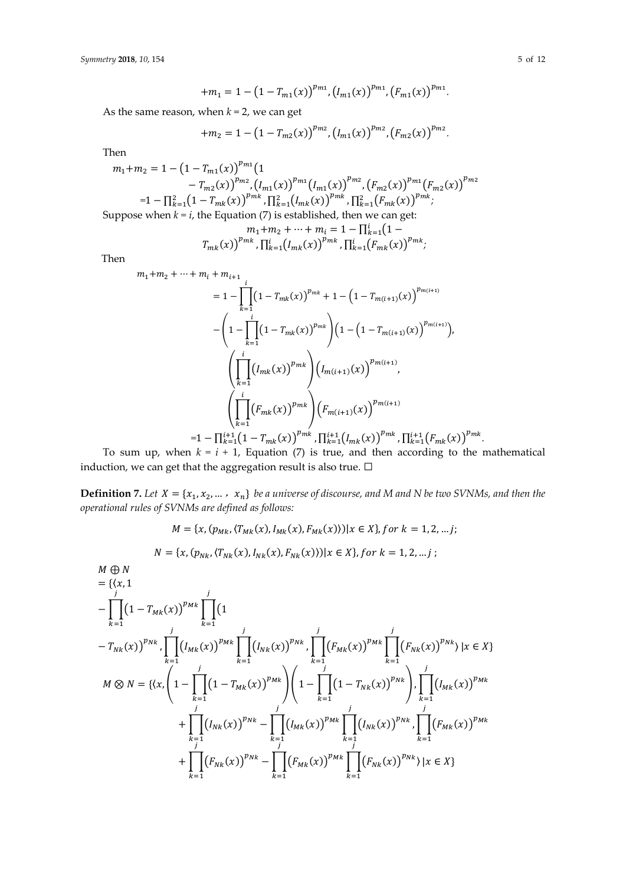$$+m_1 = 1 - \left(1 - T_{m1}(x)\right)^{p_{m1}}, \left(I_{m1}(x)\right)^{p_{m1}}, \left(F_{m1}(x)\right)^{p_{m1}}.$$

As the same reason, when $k = 2$, we can get

$$+m_2 = 1 - \left(1 - T_{m2}(x)\right)^{p_{m2}}, \left(I_{m1}(x)\right)^{p_{m2}}, \left(F_{m2}(x)\right)^{p_{m2}}.$$

Then

$$m_1 + m_2 = 1 - \left(1 - T_{m1}(x)\right)^{p_{m1}}\left(1 - T_{m2}(x)\right)^{p_{m2}}, \left(I_{m1}(x)\right)^{p_{m1}}\left(I_{m1}(x)\right)^{p_{m2}}, \left(F_{m2}(x)\right)^{p_{m1}}\left(F_{m2}(x)\right)^{p_{m2}}$$
$$= 1 - \prod_{k=1}^{2}\left(1 - T_{mk}(x)\right)^{p_{mk}}, \prod_{k=1}^{2}\left(I_{mk}(x)\right)^{p_{mk}}, \prod_{k=1}^{2}\left(F_{mk}(x)\right)^{p_{mk}};$$

Suppose when $k = i$, the Equation (7) is established, then we can get:

$$m_1 + m_2 + \cdots + m_i = 1 - \prod_{k=1}^{i}\left(1 - T_{mk}(x)\right)^{p_{mk}}, \prod_{k=1}^{i}\left(I_{mk}(x)\right)^{p_{mk}}, \prod_{k=1}^{i}\left(F_{mk}(x)\right)^{p_{mk}};$$

Then

$$\begin{aligned} m_1 + m_2 + \cdots + m_i + m_{i+1} &= 1 - \prod_{k=1}^{i}\left(1 - T_{mk}(x)\right)^{p_{mk}} + 1 - \left(1 - T_{m(i+1)}(x)\right)^{p_{m(i+1)}} \\ &- \left(1 - \prod_{k=1}^{i}\left(1 - T_{mk}(x)\right)^{p_{mk}}\right)\left(1 - \left(1 - T_{m(i+1)}(x)\right)^{p_{m(i+1)}}\right), \\ &\left(\prod_{k=1}^{i}\left(I_{mk}(x)\right)^{p_{mk}}\right)\left(I_{m(i+1)}(x)\right)^{p_{m(i+1)}}, \\ &\left(\prod_{k=1}^{i}\left(F_{mk}(x)\right)^{p_{mk}}\right)\left(F_{m(i+1)}(x)\right)^{p_{m(i+1)}} \\ &= 1 - \prod_{k=1}^{i+1}\left(1 - T_{mk}(x)\right)^{p_{mk}}, \prod_{k=1}^{i+1}\left(I_{mk}(x)\right)^{p_{mk}}, \prod_{k=1}^{i+1}\left(F_{mk}(x)\right)^{p_{mk}}. \end{aligned}$$

To sum up, when $k = i + 1$, Equation (7) is true, and then according to the mathematical induction, we can get that the aggregation result is also true. □

**Definition 7.** *Let $X = \{x_1, x_2, \ldots, x_n\}$ be a universe of discourse, and M and N be two SVNMs, and then the operational rules of SVNMs are defined as follows:*

$$M = \{x, (p_{Mk}, \langle T_{Mk}(x), I_{Mk}(x), F_{Mk}(x)\rangle) | x \in X\}, for\ k = 1, 2, \ldots j;$$

$$N = \{x, (p_{Nk}, \langle T_{Nk}(x), I_{Nk}(x), F_{Nk}(x)\rangle) | x \in X\}, for\ k = 1, 2, \ldots j;$$

$$\begin{aligned} M \oplus N &= \{\langle x, 1 - \prod_{k=1}^{j}\left(1 - T_{Mk}(x)\right)^{p_{Mk}}\prod_{k=1}^{j}\left(1 - T_{Nk}(x)\right)^{p_{Nk}}, \prod_{k=1}^{j}\left(I_{Mk}(x)\right)^{p_{Mk}}\prod_{k=1}^{j}\left(I_{Nk}(x)\right)^{p_{Nk}}, \prod_{k=1}^{j}\left(F_{Mk}(x)\right)^{p_{Mk}}\prod_{k=1}^{j}\left(F_{Nk}(x)\right)^{p_{Nk}}\rangle | x \in X\} \end{aligned}$$

$$\begin{aligned} M \otimes N = \{\langle x, &\left(1 - \prod_{k=1}^{j}\left(1 - T_{Mk}(x)\right)^{p_{Mk}}\right)\left(1 - \prod_{k=1}^{j}\left(1 - T_{Nk}(x)\right)^{p_{Nk}}\right), \prod_{k=1}^{j}\left(I_{Mk}(x)\right)^{p_{Mk}} \\ &+ \prod_{k=1}^{j}\left(I_{Nk}(x)\right)^{p_{Nk}} - \prod_{k=1}^{j}\left(I_{Mk}(x)\right)^{p_{Mk}}\prod_{k=1}^{j}\left(I_{Nk}(x)\right)^{p_{Nk}}, \prod_{k=1}^{j}\left(F_{Mk}(x)\right)^{p_{Mk}} \\ &+ \prod_{k=1}^{j}\left(F_{Nk}(x)\right)^{p_{Nk}} - \prod_{k=1}^{j}\left(F_{Mk}(x)\right)^{p_{Mk}}\prod_{k=1}^{j}\left(F_{Nk}(x)\right)^{p_{Nk}}\rangle | x \in X\} \end{aligned}$$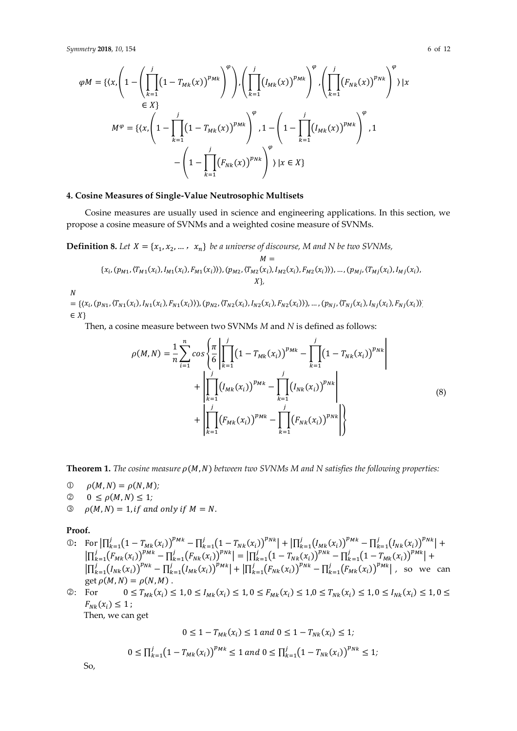$$\varphi M = \{\langle x, \left(1 - \left(\prod_{k=1}^{j}\left(1 - T_{Mk}(x)\right)^{p_{Mk}}\right)^{\varphi}\right), \left(\prod_{k=1}^{j}\left(I_{Mk}(x)\right)^{p_{Mk}}\right)^{\varphi}, \left(\prod_{k=1}^{j}\left(F_{Nk}(x)\right)^{p_{Nk}}\right)^{\varphi} \rangle | x \in X\}$$

$$M^{\varphi} = \{\langle x, \left(1 - \prod_{k=1}^{j}\left(1 - T_{Mk}(x)\right)^{p_{Mk}}\right)^{\varphi}, 1 - \left(1 - \prod_{k=1}^{j}\left(I_{Mk}(x)\right)^{p_{Mk}}\right)^{\varphi}, 1 - \left(1 - \prod_{k=1}^{j}\left(F_{Nk}(x)\right)^{p_{Nk}}\right)^{\varphi} \rangle | x \in X\}$$

## 4. Cosine Measures of Single-Value Neutrosophic Multisets

Cosine measures are usually used in science and engineering applications. In this section, we propose a cosine measure of SVNMs and a weighted cosine measure of SVNMs.

**Definition 8.** *Let $X = \{x_1, x_2, \ldots, x_n\}$ be a universe of discourse, M and N be two SVNMs,*

$$M = \{x_i, (p_{M1}, \langle T_{M1}(x_i), I_{M1}(x_i), F_{M1}(x_i)\rangle), (p_{M2}, \langle T_{M2}(x_i), I_{M2}(x_i), F_{M2}(x_i)\rangle), \ldots, (p_{Mj}, \langle T_{Mj}(x_i), I_{Mj}(x_i), X\},$$

$$N = \{\langle x_i, (p_{N1}, \langle T_{N1}(x_i), I_{N1}(x_i), F_{N1}(x_i)\rangle), (p_{N2}, \langle T_{N2}(x_i), I_{N2}(x_i), F_{N2}(x_i)\rangle), \ldots, (p_{Nj}, \langle T_{Nj}(x_i), I_{Nj}(x_i), F_{Nj}(x_i)\rangle \in X\}$$

Then, a cosine measure between two SVNMs *M* and *N* is defined as follows:

$$\rho(M, N) = \frac{1}{n}\sum_{i=1}^{n} \cos\left\{\frac{\pi}{6}\left|\prod_{k=1}^{j}\left(1 - T_{Mk}(x_i)\right)^{p_{Mk}} - \prod_{k=1}^{j}\left(1 - T_{Nk}(x_i)\right)^{p_{Nk}}\right| + \left|\prod_{k=1}^{j}\left(I_{Mk}(x_i)\right)^{p_{Mk}} - \prod_{k=1}^{j}\left(I_{Nk}(x_i)\right)^{p_{Nk}}\right| + \left|\prod_{k=1}^{j}\left(F_{Mk}(x_i)\right)^{p_{Mk}} - \prod_{k=1}^{j}\left(F_{Nk}(x_i)\right)^{p_{Nk}}\right|\right\} \tag{8}$$

**Theorem 1.** *The cosine measure $\rho(M, N)$ between two SVNMs M and N satisfies the following properties:*

① $\rho(M, N) = \rho(N, M)$;

② $0 \le \rho(M, N) \le 1$;

③ $\rho(M, N) = 1$, *if and only if* $M = N$.

**Proof.**

①: For $\left|\prod_{k=1}^{j}\left(1 - T_{Mk}(x_i)\right)^{p_{Mk}} - \prod_{k=1}^{j}\left(1 - T_{Nk}(x_i)\right)^{p_{Nk}}\right| + \left|\prod_{k=1}^{j}\left(I_{Mk}(x_i)\right)^{p_{Mk}} - \prod_{k=1}^{j}\left(I_{Nk}(x_i)\right)^{p_{Nk}}\right| + \left|\prod_{k=1}^{j}\left(F_{Mk}(x_i)\right)^{p_{Mk}} - \prod_{k=1}^{j}\left(F_{Nk}(x_i)\right)^{p_{Nk}}\right| = \left|\prod_{k=1}^{j}\left(1 - T_{Nk}(x_i)\right)^{p_{Nk}} - \prod_{k=1}^{j}\left(1 - T_{Mk}(x_i)\right)^{p_{Mk}}\right| + \left|\prod_{k=1}^{j}\left(I_{Nk}(x_i)\right)^{p_{Nk}} - \prod_{k=1}^{j}\left(I_{Mk}(x_i)\right)^{p_{Mk}}\right| + \left|\prod_{k=1}^{j}\left(F_{Nk}(x_i)\right)^{p_{Nk}} - \prod_{k=1}^{j}\left(F_{Mk}(x_i)\right)^{p_{Mk}}\right|$, so we can get $\rho(M, N) = \rho(N, M)$.

②: For $0 \le T_{Mk}(x_i) \le 1, 0 \le I_{Mk}(x_i) \le 1, 0 \le F_{Mk}(x_i) \le 1, 0 \le T_{Nk}(x_i) \le 1, 0 \le I_{Nk}(x_i) \le 1, 0 \le F_{Nk}(x_i) \le 1$;

Then, we can get

$$0 \le 1 - T_{Mk}(x_i) \le 1 \text{ and } 0 \le 1 - T_{Nk}(x_i) \le 1;$$

$$0 \le \prod_{k=1}^{j}\left(1 - T_{Mk}(x_i)\right)^{p_{Mk}} \le 1 \text{ and } 0 \le \prod_{k=1}^{j}\left(1 - T_{Nk}(x_i)\right)^{p_{Nk}} \le 1;$$

So,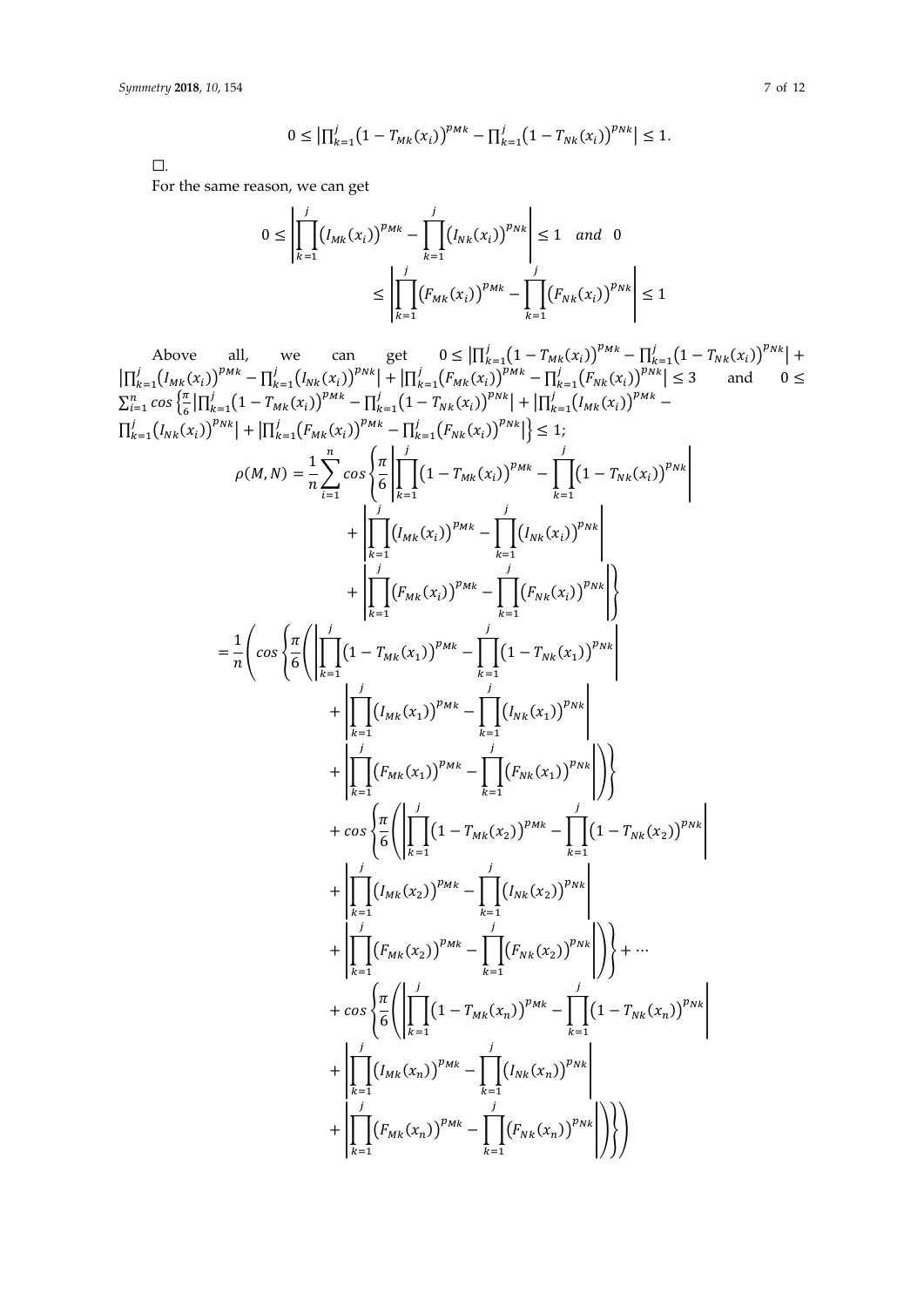$$0 \le \left|\prod_{k=1}^{j}\left(1 - T_{Mk}(x_i)\right)^{p_{Mk}} - \prod_{k=1}^{j}\left(1 - T_{Nk}(x_i)\right)^{p_{Nk}}\right| \le 1.$$

□.

For the same reason, we can get

$$0 \le \left|\prod_{k=1}^{j}\left(I_{Mk}(x_i)\right)^{p_{Mk}} - \prod_{k=1}^{j}\left(I_{Nk}(x_i)\right)^{p_{Nk}}\right| \le 1 \quad and \quad 0 \le \left|\prod_{k=1}^{j}\left(F_{Mk}(x_i)\right)^{p_{Mk}} - \prod_{k=1}^{j}\left(F_{Nk}(x_i)\right)^{p_{Nk}}\right| \le 1$$

Above all, we can get $0 \le \left|\prod_{k=1}^{j}\left(1 - T_{Mk}(x_i)\right)^{p_{Mk}} - \prod_{k=1}^{j}\left(1 - T_{Nk}(x_i)\right)^{p_{Nk}}\right| + \left|\prod_{k=1}^{j}\left(I_{Mk}(x_i)\right)^{p_{Mk}} - \prod_{k=1}^{j}\left(I_{Nk}(x_i)\right)^{p_{Nk}}\right| + \left|\prod_{k=1}^{j}\left(F_{Mk}(x_i)\right)^{p_{Mk}} - \prod_{k=1}^{j}\left(F_{Nk}(x_i)\right)^{p_{Nk}}\right| \le 3$ and $0 \le \sum_{i=1}^{n} cos\left\{\frac{\pi}{6}\left|\prod_{k=1}^{j}\left(1 - T_{Mk}(x_i)\right)^{p_{Mk}} - \prod_{k=1}^{j}\left(1 - T_{Nk}(x_i)\right)^{p_{Nk}}\right| + \left|\prod_{k=1}^{j}\left(I_{Mk}(x_i)\right)^{p_{Mk}} - \prod_{k=1}^{j}\left(I_{Nk}(x_i)\right)^{p_{Nk}}\right| + \left|\prod_{k=1}^{j}\left(F_{Mk}(x_i)\right)^{p_{Mk}} - \prod_{k=1}^{j}\left(F_{Nk}(x_i)\right)^{p_{Nk}}\right|\right\} \le 1$;

$$\begin{aligned}
\rho(M,N) &= \frac{1}{n}\sum_{i=1}^{n} cos\left\{\frac{\pi}{6}\left|\prod_{k=1}^{j}\left(1 - T_{Mk}(x_i)\right)^{p_{Mk}} - \prod_{k=1}^{j}\left(1 - T_{Nk}(x_i)\right)^{p_{Nk}}\right| + \left|\prod_{k=1}^{j}\left(I_{Mk}(x_i)\right)^{p_{Mk}} - \prod_{k=1}^{j}\left(I_{Nk}(x_i)\right)^{p_{Nk}}\right| + \left|\prod_{k=1}^{j}\left(F_{Mk}(x_i)\right)^{p_{Mk}} - \prod_{k=1}^{j}\left(F_{Nk}(x_i)\right)^{p_{Nk}}\right|\right\} \\
&= \frac{1}{n}\left(cos\left\{\frac{\pi}{6}\left(\left|\prod_{k=1}^{j}\left(1 - T_{Mk}(x_1)\right)^{p_{Mk}} - \prod_{k=1}^{j}\left(1 - T_{Nk}(x_1)\right)^{p_{Nk}}\right| + \left|\prod_{k=1}^{j}\left(I_{Mk}(x_1)\right)^{p_{Mk}} - \prod_{k=1}^{j}\left(I_{Nk}(x_1)\right)^{p_{Nk}}\right| + \left|\prod_{k=1}^{j}\left(F_{Mk}(x_1)\right)^{p_{Mk}} - \prod_{k=1}^{j}\left(F_{Nk}(x_1)\right)^{p_{Nk}}\right|\right)\right\}\right. \\
&\quad + cos\left\{\frac{\pi}{6}\left(\left|\prod_{k=1}^{j}\left(1 - T_{Mk}(x_2)\right)^{p_{Mk}} - \prod_{k=1}^{j}\left(1 - T_{Nk}(x_2)\right)^{p_{Nk}}\right| + \left|\prod_{k=1}^{j}\left(I_{Mk}(x_2)\right)^{p_{Mk}} - \prod_{k=1}^{j}\left(I_{Nk}(x_2)\right)^{p_{Nk}}\right| + \left|\prod_{k=1}^{j}\left(F_{Mk}(x_2)\right)^{p_{Mk}} - \prod_{k=1}^{j}\left(F_{Nk}(x_2)\right)^{p_{Nk}}\right|\right)\right\} + \cdots \\
&\quad \left. + cos\left\{\frac{\pi}{6}\left(\left|\prod_{k=1}^{j}\left(1 - T_{Mk}(x_n)\right)^{p_{Mk}} - \prod_{k=1}^{j}\left(1 - T_{Nk}(x_n)\right)^{p_{Nk}}\right| + \left|\prod_{k=1}^{j}\left(I_{Mk}(x_n)\right)^{p_{Mk}} - \prod_{k=1}^{j}\left(I_{Nk}(x_n)\right)^{p_{Nk}}\right| + \left|\prod_{k=1}^{j}\left(F_{Mk}(x_n)\right)^{p_{Mk}} - \prod_{k=1}^{j}\left(F_{Nk}(x_n)\right)^{p_{Nk}}\right|\right)\right\}\right)
\end{aligned}$$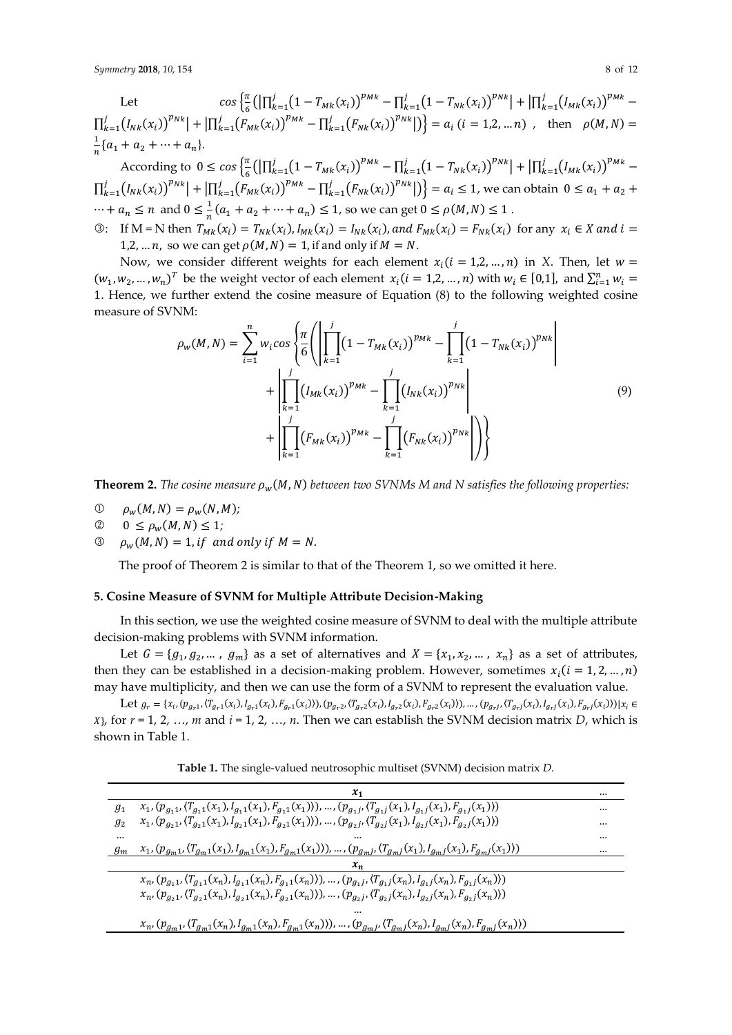Let $\cos\left\{\frac{\pi}{6}\left(\left|\prod_{k=1}^{j}\left(1-T_{Mk}(x_i)\right)^{p_{Mk}}-\prod_{k=1}^{j}\left(1-T_{Nk}(x_i)\right)^{p_{Nk}}\right|+\left|\prod_{k=1}^{j}\left(I_{Mk}(x_i)\right)^{p_{Mk}}-\prod_{k=1}^{j}\left(I_{Nk}(x_i)\right)^{p_{Nk}}\right|+\left|\prod_{k=1}^{j}\left(F_{Mk}(x_i)\right)^{p_{Mk}}-\prod_{k=1}^{j}\left(F_{Nk}(x_i)\right)^{p_{Nk}}\right|\right)\right\}=a_i\ (i=1,2,\ldots n)$, then $\rho(M,N)=\frac{1}{n}\{a_1+a_2+\cdots+a_n\}$.

According to $0\leq\cos\left\{\frac{\pi}{6}\left(\left|\prod_{k=1}^{j}\left(1-T_{Mk}(x_i)\right)^{p_{Mk}}-\prod_{k=1}^{j}\left(1-T_{Nk}(x_i)\right)^{p_{Nk}}\right|+\left|\prod_{k=1}^{j}\left(I_{Mk}(x_i)\right)^{p_{Mk}}-\prod_{k=1}^{j}\left(I_{Nk}(x_i)\right)^{p_{Nk}}\right|+\left|\prod_{k=1}^{j}\left(F_{Mk}(x_i)\right)^{p_{Mk}}-\prod_{k=1}^{j}\left(F_{Nk}(x_i)\right)^{p_{Nk}}\right|\right)\right\}=a_i\leq 1$, we can obtain $0\leq a_1+a_2+\cdots+a_n\leq n$ and $0\leq\frac{1}{n}(a_1+a_2+\cdots+a_n)\leq 1$, so we can get $0\leq\rho(M,N)\leq 1$.

③: If M = N then $T_{Mk}(x_i)=T_{Nk}(x_i), I_{Mk}(x_i)=I_{Nk}(x_i), and\ F_{Mk}(x_i)=F_{Nk}(x_i)$ for any $x_i\in X\ and\ i=1,2,\ldots n,$ so we can get $\rho(M,N)=1$, if and only if $M=N$.

Now, we consider different weights for each element $x_i(i=1,2,\ldots,n)$ in $X$. Then, let $w=(w_1,w_2,\ldots,w_n)^T$ be the weight vector of each element $x_i(i=1,2,\ldots,n)$ with $w_i\in[0,1]$, and $\sum_{i=1}^{n}w_i=1$. Hence, we further extend the cosine measure of Equation (8) to the following weighted cosine measure of SVNM:

$$\rho_w(M,N)=\sum_{i=1}^{n}w_i\cos\left\{\frac{\pi}{6}\left(\left|\prod_{k=1}^{j}\left(1-T_{Mk}(x_i)\right)^{p_{Mk}}-\prod_{k=1}^{j}\left(1-T_{Nk}(x_i)\right)^{p_{Nk}}\right|+\left|\prod_{k=1}^{j}\left(I_{Mk}(x_i)\right)^{p_{Mk}}-\prod_{k=1}^{j}\left(I_{Nk}(x_i)\right)^{p_{Nk}}\right|+\left|\prod_{k=1}^{j}\left(F_{Mk}(x_i)\right)^{p_{Mk}}-\prod_{k=1}^{j}\left(F_{Nk}(x_i)\right)^{p_{Nk}}\right|\right)\right\}\tag{9}$$

**Theorem 2.** *The cosine measure $\rho_w(M,N)$ between two SVNMs M and N satisfies the following properties:*

① $\rho_w(M,N)=\rho_w(N,M)$;

② $0\leq\rho_w(M,N)\leq 1$;

③ $\rho_w(M,N)=1, if\ \ and\ only\ if\ M=N.$

The proof of Theorem 2 is similar to that of the Theorem 1, so we omitted it here.

## 5. Cosine Measure of SVNM for Multiple Attribute Decision-Making

In this section, we use the weighted cosine measure of SVNM to deal with the multiple attribute decision-making problems with SVNM information.

Let $G=\{g_1,g_2,\ldots,g_m\}$ as a set of alternatives and $X=\{x_1,x_2,\ldots,x_n\}$ as a set of attributes, then they can be established in a decision-making problem. However, sometimes $x_i(i=1,2,\ldots,n)$ may have multiplicity, and then we can use the form of a SVNM to represent the evaluation value.

Let $g_r=\{x_i,(p_{g_r1},\langle T_{g_r1}(x_i),I_{g_r1}(x_i),F_{g_r1}(x_i)\rangle),(p_{g_r2},\langle T_{g_r2}(x_i),I_{g_r2}(x_i),F_{g_r2}(x_i)\rangle),\ldots,(p_{g_rj},\langle T_{g_rj}(x_i),I_{g_rj}(x_i),F_{g_rj}(x_i)\rangle)|x_i\in X\}$, for $r=1,2,\ldots,m$ and $i=1,2,\ldots,n$. Then we can establish the SVNM decision matrix $D$, which is shown in Table 1.

**Table 1.** The single-valued neutrosophic multiset (SVNM) decision matrix $D$.

| | $x_1$ | … |
|---|---|---|
| $g_1$ | $x_1,(p_{g_11},\langle T_{g_11}(x_1),I_{g_11}(x_1),F_{g_11}(x_1)\rangle),\ldots,(p_{g_1j},\langle T_{g_1j}(x_1),I_{g_1j}(x_1),F_{g_1j}(x_1)\rangle)$ | … |
| $g_2$ | $x_1,(p_{g_21},\langle T_{g_21}(x_1),I_{g_21}(x_1),F_{g_21}(x_1)\rangle),\ldots,(p_{g_2j},\langle T_{g_2j}(x_1),I_{g_2j}(x_1),F_{g_2j}(x_1)\rangle)$ | … |
| … | … | … |
| $g_m$ | $x_1,(p_{g_m1},\langle T_{g_m1}(x_1),I_{g_m1}(x_1),F_{g_m1}(x_1)\rangle),\ldots,(p_{g_mj},\langle T_{g_mj}(x_1),I_{g_mj}(x_1),F_{g_mj}(x_1)\rangle)$ | … |
| | $x_n$ | |
| | $x_n,(p_{g_11},\langle T_{g_11}(x_n),I_{g_11}(x_n),F_{g_11}(x_n)\rangle),\ldots,(p_{g_1j},\langle T_{g_1j}(x_n),I_{g_1j}(x_n),F_{g_1j}(x_n)\rangle)$ | |
| | $x_n,(p_{g_21},\langle T_{g_21}(x_n),I_{g_21}(x_n),F_{g_21}(x_n)\rangle),\ldots,(p_{g_2j},\langle T_{g_2j}(x_n),I_{g_2j}(x_n),F_{g_2j}(x_n)\rangle)$ | |
| | … | |
| | $x_n,(p_{g_m1},\langle T_{g_m1}(x_n),I_{g_m1}(x_n),F_{g_m1}(x_n)\rangle),\ldots,(p_{g_mj},\langle T_{g_mj}(x_n),I_{g_mj}(x_n),F_{g_mj}(x_n)\rangle)$ | |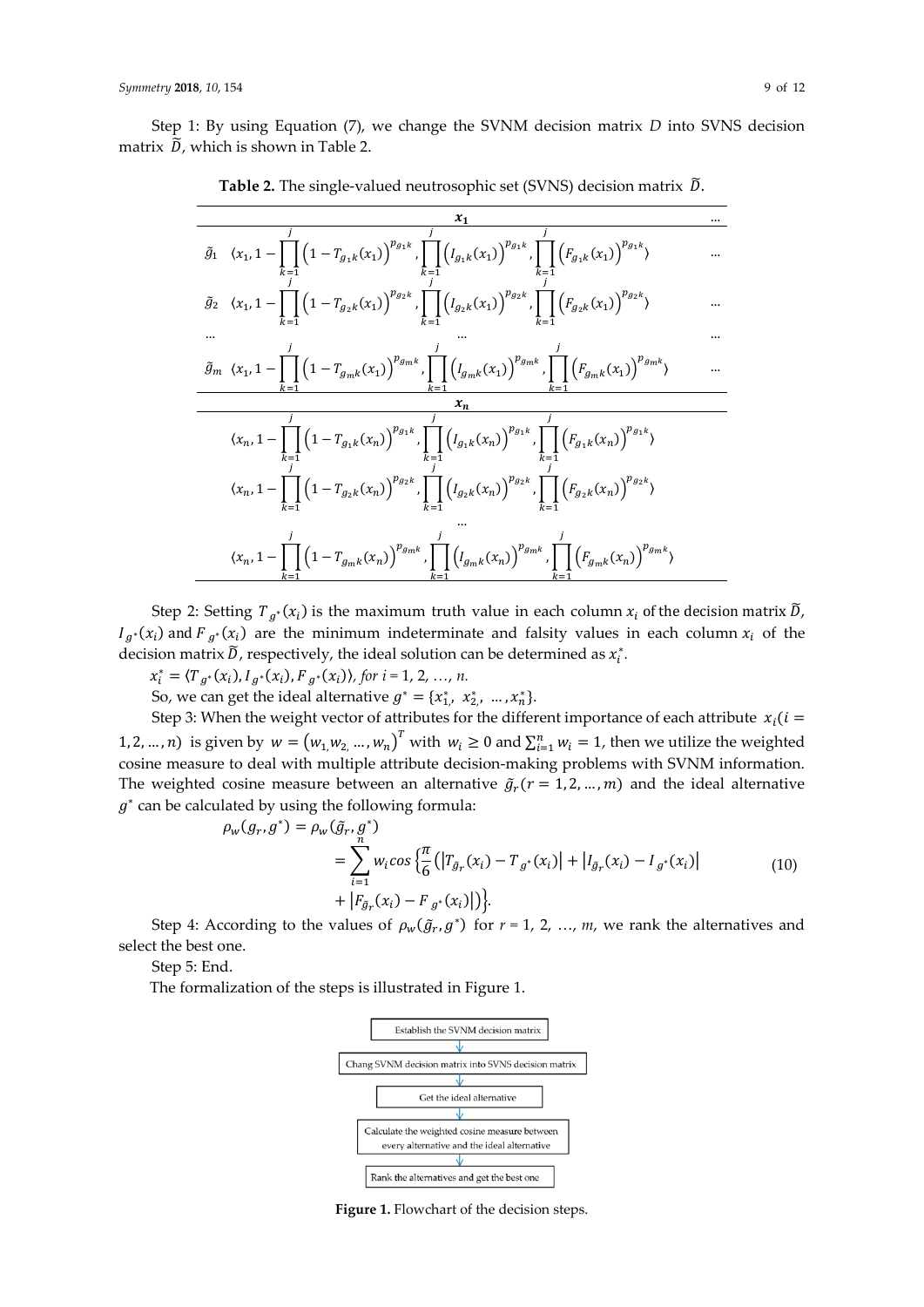Step 1: By using Equation (7), we change the SVNM decision matrix $D$ into SVNS decision matrix $\widetilde{D}$, which is shown in Table 2.

**Table 2.** The single-valued neutrosophic set (SVNS) decision matrix $\widetilde{D}$.

| | $x_1$ | … |
|---|---|---|
| $\tilde{g}_1$ | $\langle x_1, 1-\prod_{k=1}^{j}\left(1-T_{g_1k}(x_1)\right)^{p_{g_1k}}, \prod_{k=1}^{j}\left(I_{g_1k}(x_1)\right)^{p_{g_1k}}, \prod_{k=1}^{j}\left(F_{g_1k}(x_1)\right)^{p_{g_1k}}\rangle$ | … |
| $\tilde{g}_2$ | $\langle x_1, 1-\prod_{k=1}^{j}\left(1-T_{g_2k}(x_1)\right)^{p_{g_2k}}, \prod_{k=1}^{j}\left(I_{g_2k}(x_1)\right)^{p_{g_2k}}, \prod_{k=1}^{j}\left(F_{g_2k}(x_1)\right)^{p_{g_2k}}\rangle$ | … |
| … | … | … |
| $\tilde{g}_m$ | $\langle x_1, 1-\prod_{k=1}^{j}\left(1-T_{g_mk}(x_1)\right)^{p_{g_mk}}, \prod_{k=1}^{j}\left(I_{g_mk}(x_1)\right)^{p_{g_mk}}, \prod_{k=1}^{j}\left(F_{g_mk}(x_1)\right)^{p_{g_mk}}\rangle$ | … |
| | $x_n$ | |
| | $\langle x_n, 1-\prod_{k=1}^{j}\left(1-T_{g_1k}(x_n)\right)^{p_{g_1k}}, \prod_{k=1}^{j}\left(I_{g_1k}(x_n)\right)^{p_{g_1k}}, \prod_{k=1}^{j}\left(F_{g_1k}(x_n)\right)^{p_{g_1k}}\rangle$ | |
| | $\langle x_n, 1-\prod_{k=1}^{j}\left(1-T_{g_2k}(x_n)\right)^{p_{g_2k}}, \prod_{k=1}^{j}\left(I_{g_2k}(x_n)\right)^{p_{g_2k}}, \prod_{k=1}^{j}\left(F_{g_2k}(x_n)\right)^{p_{g_2k}}\rangle$ | |
| | … | |
| | $\langle x_n, 1-\prod_{k=1}^{j}\left(1-T_{g_mk}(x_n)\right)^{p_{g_mk}}, \prod_{k=1}^{j}\left(I_{g_mk}(x_n)\right)^{p_{g_mk}}, \prod_{k=1}^{j}\left(F_{g_mk}(x_n)\right)^{p_{g_mk}}\rangle$ | |

Step 2: Setting $T_{g^*}(x_i)$ is the maximum truth value in each column $x_i$ of the decision matrix $\widetilde{D}$, $I_{g^*}(x_i)$ and $F_{g^*}(x_i)$ are the minimum indeterminate and falsity values in each column $x_i$ of the decision matrix $\widetilde{D}$, respectively, the ideal solution can be determined as $x_i^*$.

$x_i^* = \langle T_{g^*}(x_i), I_{g^*}(x_i), F_{g^*}(x_i)\rangle$, *for* $i = 1, 2, \ldots, n$.

So, we can get the ideal alternative $g^* = \{x_1^*, x_2^*, \ldots, x_n^*\}$.

Step 3: When the weight vector of attributes for the different importance of each attribute $x_i (i = 1, 2, \ldots, n)$ is given by $w = (w_1, w_2, \ldots, w_n)^T$ with $w_i \geq 0$ and $\sum_{i=1}^{n} w_i = 1$, then we utilize the weighted cosine measure to deal with multiple attribute decision-making problems with SVNM information. The weighted cosine measure between an alternative $\tilde{g}_r (r = 1, 2, \ldots, m)$ and the ideal alternative $g^*$ can be calculated by using the following formula:

$$\begin{aligned}\rho_w(g_r, g^*) &= \rho_w(\tilde{g}_r, g^*) \\ &= \sum_{i=1}^{n} w_i \cos\left\{\frac{\pi}{6}\left(\left|T_{\tilde{g}_r}(x_i) - T_{g^*}(x_i)\right| + \left|I_{\tilde{g}_r}(x_i) - I_{g^*}(x_i)\right| \right.\right. \\ &\quad \left.\left. + \left|F_{\tilde{g}_r}(x_i) - F_{g^*}(x_i)\right|\right)\right\}.\end{aligned} \tag{10}$$

Step 4: According to the values of $\rho_w(\tilde{g}_r, g^*)$ for $r = 1, 2, \ldots, m$, we rank the alternatives and select the best one.

Step 5: End.

The formalization of the steps is illustrated in Figure 1.

Establish the SVNM decision matrix → Chang SVNM decision matrix into SVNS decision matrix → Get the ideal alternative → Calculate the weighted cosine measure between every alternative and the ideal alternative → Rank the alternatives and get the best one

**Figure 1.** Flowchart of the decision steps.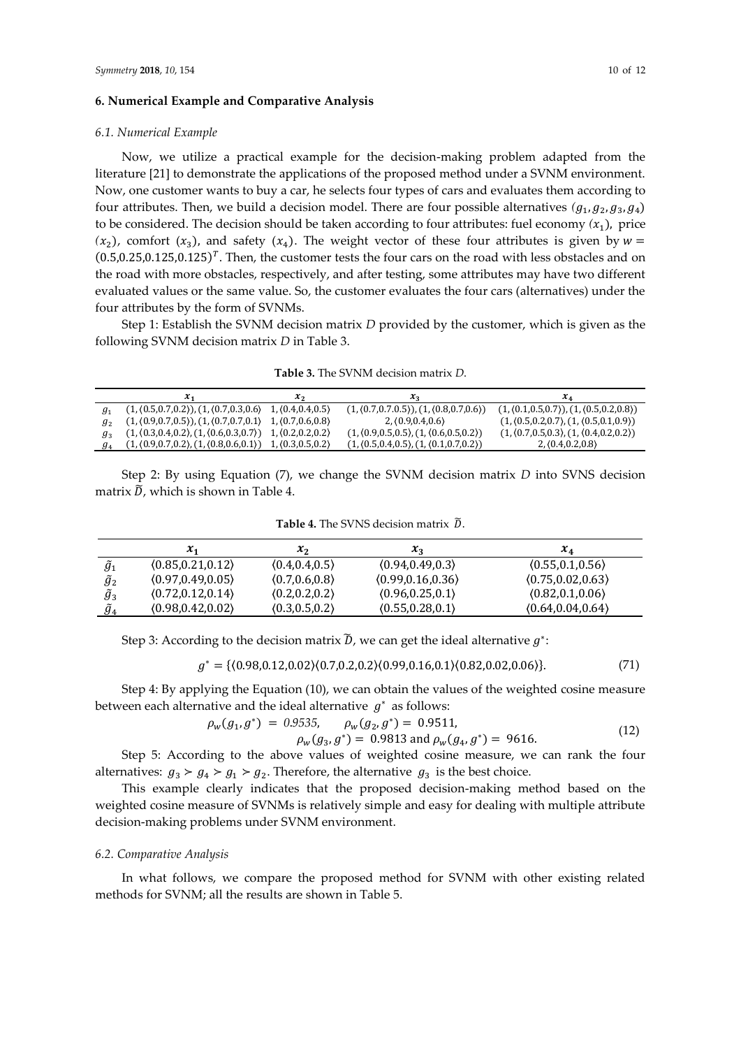## 6. Numerical Example and Comparative Analysis

### 6.1. Numerical Example

Now, we utilize a practical example for the decision-making problem adapted from the literature [21] to demonstrate the applications of the proposed method under a SVNM environment. Now, one customer wants to buy a car, he selects four types of cars and evaluates them according to four attributes. Then, we build a decision model. There are four possible alternatives $(g_1, g_2, g_3, g_4)$ to be considered. The decision should be taken according to four attributes: fuel economy $(x_1)$, price $(x_2)$, comfort $(x_3)$, and safety $(x_4)$. The weight vector of these four attributes is given by $w = (0.5, 0.25, 0.125, 0.125)^T$. Then, the customer tests the four cars on the road with less obstacles and on the road with more obstacles, respectively, and after testing, some attributes may have two different evaluated values or the same value. So, the customer evaluates the four cars (alternatives) under the four attributes by the form of SVNMs.

Step 1: Establish the SVNM decision matrix $D$ provided by the customer, which is given as the following SVNM decision matrix $D$ in Table 3.

**Table 3.** The SVNM decision matrix $D$.

| | $x_1$ | $x_2$ | $x_3$ | $x_4$ |
|---|---|---|---|---|
| $g_1$ | $(1,\langle 0.5,0.7,0.2\rangle),(1,\langle 0.7,0.3,0.6\rangle$ | $1,\langle 0.4,0.4,0.5\rangle$ | $(1,\langle 0.7,0.7.0.5\rangle),(1,\langle 0.8,0.7,0.6\rangle)$ | $(1,\langle 0.1,0.5,0.7\rangle),(1,\langle 0.5,0.2,0.8\rangle)$ |
| $g_2$ | $(1,\langle 0.9,0.7,0.5\rangle),(1,\langle 0.7,0.7,0.1\rangle$ | $1,\langle 0.7,0.6,0.8\rangle$ | $2,\langle 0.9,0.4,0.6\rangle$ | $(1,\langle 0.5,0.2,0.7\rangle,(1,\langle 0.5,0.1,0.9\rangle)$ |
| $g_3$ | $(1,\langle 0.3,0.4,0.2\rangle,(1,\langle 0.6,0.3,0.7\rangle)$ | $1,\langle 0.2,0.2,0.2\rangle$ | $(1,\langle 0.9,0.5,0.5\rangle,(1,\langle 0.6,0.5,0.2\rangle)$ | $(1,\langle 0.7,0.5,0.3\rangle,(1,\langle 0.4,0.2,0.2\rangle)$ |
| $g_4$ | $(1,\langle 0.9,0.7,0.2\rangle,(1,\langle 0.8,0.6,0.1\rangle)$ | $1,\langle 0.3,0.5,0.2\rangle$ | $(1,\langle 0.5,0.4,0.5\rangle,(1,\langle 0.1,0.7,0.2\rangle)$ | $2,\langle 0.4,0.2,0.8\rangle$ |

Step 2: By using Equation (7), we change the SVNM decision matrix $D$ into SVNS decision matrix $\widetilde{D}$, which is shown in Table 4.

**Table 4.** The SVNS decision matrix $\widetilde{D}$.

| | $x_1$ | $x_2$ | $x_3$ | $x_4$ |
|---|---|---|---|---|
| $\tilde{g}_1$ | $\langle 0.85,0.21,0.12\rangle$ | $\langle 0.4,0.4,0.5\rangle$ | $\langle 0.94,0.49,0.3\rangle$ | $\langle 0.55,0.1,0.56\rangle$ |
| $\tilde{g}_2$ | $\langle 0.97,0.49,0.05\rangle$ | $\langle 0.7,0.6,0.8\rangle$ | $\langle 0.99,0.16,0.36\rangle$ | $\langle 0.75,0.02,0.63\rangle$ |
| $\tilde{g}_3$ | $\langle 0.72,0.12,0.14\rangle$ | $\langle 0.2,0.2,0.2\rangle$ | $\langle 0.96,0.25,0.1\rangle$ | $\langle 0.82,0.1,0.06\rangle$ |
| $\tilde{g}_4$ | $\langle 0.98,0.42,0.02\rangle$ | $\langle 0.3,0.5,0.2\rangle$ | $\langle 0.55,0.28,0.1\rangle$ | $\langle 0.64,0.04,0.64\rangle$ |

Step 3: According to the decision matrix $\widetilde{D}$, we can get the ideal alternative $g^*$:

$$g^* = \{\langle 0.98,0.12,0.02\rangle\langle 0.7,0.2,0.2\rangle\langle 0.99,0.16,0.1\rangle\langle 0.82,0.02,0.06\rangle\}. \quad (71)$$

Step 4: By applying the Equation (10), we can obtain the values of the weighted cosine measure between each alternative and the ideal alternative $g^*$ as follows:

$$\rho_w(g_1, g^*) = 0.9535, \quad \rho_w(g_2, g^*) = 0.9511,$$
$$\rho_w(g_3, g^*) = 0.9813 \text{ and } \rho_w(g_4, g^*) = 9616. \quad (12)$$

Step 5: According to the above values of weighted cosine measure, we can rank the four alternatives: $g_3 \succ g_4 \succ g_1 \succ g_2$. Therefore, the alternative $g_3$ is the best choice.

This example clearly indicates that the proposed decision-making method based on the weighted cosine measure of SVNMs is relatively simple and easy for dealing with multiple attribute decision-making problems under SVNM environment.

### 6.2. Comparative Analysis

In what follows, we compare the proposed method for SVNM with other existing related methods for SVNM; all the results are shown in Table 5.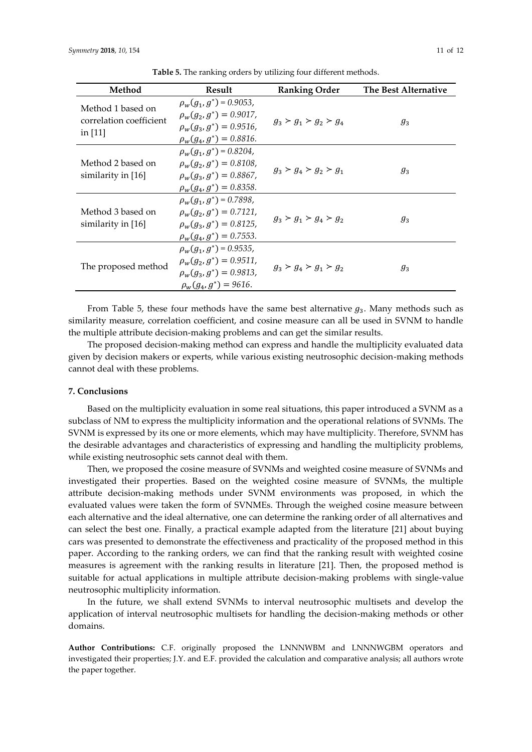**Table 5.** The ranking orders by utilizing four different methods.

| Method | Result | Ranking Order | The Best Alternative |
| --- | --- | --- | --- |
| Method 1 based on correlation coefficient in [11] | $\rho_w(g_1, g^*) = 0.9053$, $\rho_w(g_2, g^*) = 0.9017$, $\rho_w(g_3, g^*) = 0.9516$, $\rho_w(g_4, g^*) = 0.8816$. | $g_3 \succ g_1 \succ g_2 \succ g_4$ | $g_3$ |
| Method 2 based on similarity in [16] | $\rho_w(g_1, g^*) = 0.8204$, $\rho_w(g_2, g^*) = 0.8108$, $\rho_w(g_3, g^*) = 0.8867$, $\rho_w(g_4, g^*) = 0.8358$. | $g_3 \succ g_4 \succ g_2 \succ g_1$ | $g_3$ |
| Method 3 based on similarity in [16] | $\rho_w(g_1, g^*) = 0.7898$, $\rho_w(g_2, g^*) = 0.7121$, $\rho_w(g_3, g^*) = 0.8125$, $\rho_w(g_4, g^*) = 0.7553$. | $g_3 \succ g_1 \succ g_4 \succ g_2$ | $g_3$ |
| The proposed method | $\rho_w(g_1, g^*) = 0.9535$, $\rho_w(g_2, g^*) = 0.9511$, $\rho_w(g_3, g^*) = 0.9813$, $\rho_w(g_4, g^*) = 9616$. | $g_3 \succ g_4 \succ g_1 \succ g_2$ | $g_3$ |

From Table 5, these four methods have the same best alternative $g_3$. Many methods such as similarity measure, correlation coefficient, and cosine measure can all be used in SVNM to handle the multiple attribute decision-making problems and can get the similar results.

The proposed decision-making method can express and handle the multiplicity evaluated data given by decision makers or experts, while various existing neutrosophic decision-making methods cannot deal with these problems.

## 7. Conclusions

Based on the multiplicity evaluation in some real situations, this paper introduced a SVNM as a subclass of NM to express the multiplicity information and the operational relations of SVNMs. The SVNM is expressed by its one or more elements, which may have multiplicity. Therefore, SVNM has the desirable advantages and characteristics of expressing and handling the multiplicity problems, while existing neutrosophic sets cannot deal with them.

Then, we proposed the cosine measure of SVNMs and weighted cosine measure of SVNMs and investigated their properties. Based on the weighted cosine measure of SVNMs, the multiple attribute decision-making methods under SVNM environments was proposed, in which the evaluated values were taken the form of SVNMEs. Through the weighed cosine measure between each alternative and the ideal alternative, one can determine the ranking order of all alternatives and can select the best one. Finally, a practical example adapted from the literature [21] about buying cars was presented to demonstrate the effectiveness and practicality of the proposed method in this paper. According to the ranking orders, we can find that the ranking result with weighted cosine measures is agreement with the ranking results in literature [21]. Then, the proposed method is suitable for actual applications in multiple attribute decision-making problems with single-value neutrosophic multiplicity information.

In the future, we shall extend SVNMs to interval neutrosophic multisets and develop the application of interval neutrosophic multisets for handling the decision-making methods or other domains.

**Author Contributions:** C.F. originally proposed the LNNNWBM and LNNNWGBM operators and investigated their properties; J.Y. and E.F. provided the calculation and comparative analysis; all authors wrote the paper together.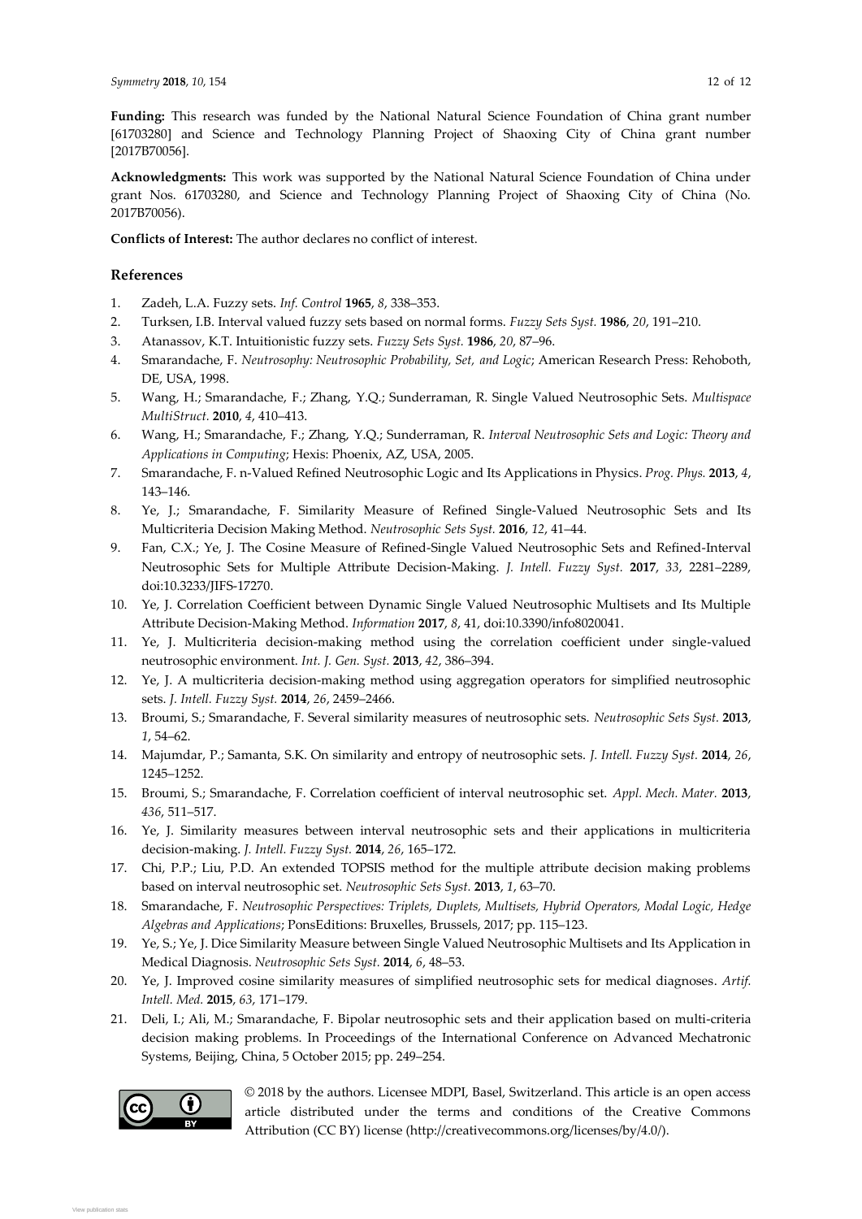**Funding:** This research was funded by the National Natural Science Foundation of China grant number [61703280] and Science and Technology Planning Project of Shaoxing City of China grant number [2017B70056].

**Acknowledgments:** This work was supported by the National Natural Science Foundation of China under grant Nos. 61703280, and Science and Technology Planning Project of Shaoxing City of China (No. 2017B70056).

**Conflicts of Interest:** The author declares no conflict of interest.

## References

1. Zadeh, L.A. Fuzzy sets. *Inf. Control* **1965**, *8*, 338–353.
2. Turksen, I.B. Interval valued fuzzy sets based on normal forms. *Fuzzy Sets Syst.* **1986**, *20*, 191–210.
3. Atanassov, K.T. Intuitionistic fuzzy sets. *Fuzzy Sets Syst.* **1986**, *20*, 87–96.
4. Smarandache, F. *Neutrosophy: Neutrosophic Probability, Set, and Logic*; American Research Press: Rehoboth, DE, USA, 1998.
5. Wang, H.; Smarandache, F.; Zhang, Y.Q.; Sunderraman, R. Single Valued Neutrosophic Sets. *Multispace MultiStruct.* **2010**, *4*, 410–413.
6. Wang, H.; Smarandache, F.; Zhang, Y.Q.; Sunderraman, R. *Interval Neutrosophic Sets and Logic: Theory and Applications in Computing*; Hexis: Phoenix, AZ, USA, 2005.
7. Smarandache, F. n-Valued Refined Neutrosophic Logic and Its Applications in Physics. *Prog. Phys.* **2013**, *4*, 143–146.
8. Ye, J.; Smarandache, F. Similarity Measure of Refined Single-Valued Neutrosophic Sets and Its Multicriteria Decision Making Method. *Neutrosophic Sets Syst.* **2016**, *12*, 41–44.
9. Fan, C.X.; Ye, J. The Cosine Measure of Refined-Single Valued Neutrosophic Sets and Refined-Interval Neutrosophic Sets for Multiple Attribute Decision-Making. *J. Intell. Fuzzy Syst.* **2017**, *33*, 2281–2289, doi:10.3233/JIFS-17270.
10. Ye, J. Correlation Coefficient between Dynamic Single Valued Neutrosophic Multisets and Its Multiple Attribute Decision-Making Method. *Information* **2017**, *8*, 41, doi:10.3390/info8020041.
11. Ye, J. Multicriteria decision-making method using the correlation coefficient under single-valued neutrosophic environment. *Int. J. Gen. Syst.* **2013**, *42*, 386–394.
12. Ye, J. A multicriteria decision-making method using aggregation operators for simplified neutrosophic sets. *J. Intell. Fuzzy Syst.* **2014**, *26*, 2459–2466.
13. Broumi, S.; Smarandache, F. Several similarity measures of neutrosophic sets. *Neutrosophic Sets Syst.* **2013**, *1*, 54–62.
14. Majumdar, P.; Samanta, S.K. On similarity and entropy of neutrosophic sets. *J. Intell. Fuzzy Syst.* **2014**, *26*, 1245–1252.
15. Broumi, S.; Smarandache, F. Correlation coefficient of interval neutrosophic set. *Appl. Mech. Mater.* **2013**, *436*, 511–517.
16. Ye, J. Similarity measures between interval neutrosophic sets and their applications in multicriteria decision-making. *J. Intell. Fuzzy Syst.* **2014**, *26*, 165–172.
17. Chi, P.P.; Liu, P.D. An extended TOPSIS method for the multiple attribute decision making problems based on interval neutrosophic set. *Neutrosophic Sets Syst.* **2013**, *1*, 63–70.
18. Smarandache, F. *Neutrosophic Perspectives: Triplets, Duplets, Multisets, Hybrid Operators, Modal Logic, Hedge Algebras and Applications*; PonsEditions: Bruxelles, Brussels, 2017; pp. 115–123.
19. Ye, S.; Ye, J. Dice Similarity Measure between Single Valued Neutrosophic Multisets and Its Application in Medical Diagnosis. *Neutrosophic Sets Syst.* **2014**, *6*, 48–53.
20. Ye, J. Improved cosine similarity measures of simplified neutrosophic sets for medical diagnoses. *Artif. Intell. Med.* **2015**, *63*, 171–179.
21. Deli, I.; Ali, M.; Smarandache, F. Bipolar neutrosophic sets and their application based on multi-criteria decision making problems. In Proceedings of the International Conference on Advanced Mechatronic Systems, Beijing, China, 5 October 2015; pp. 249–254.

© 2018 by the authors. Licensee MDPI, Basel, Switzerland. This article is an open access article distributed under the terms and conditions of the Creative Commons Attribution (CC BY) license (http://creativecommons.org/licenses/by/4.0/).